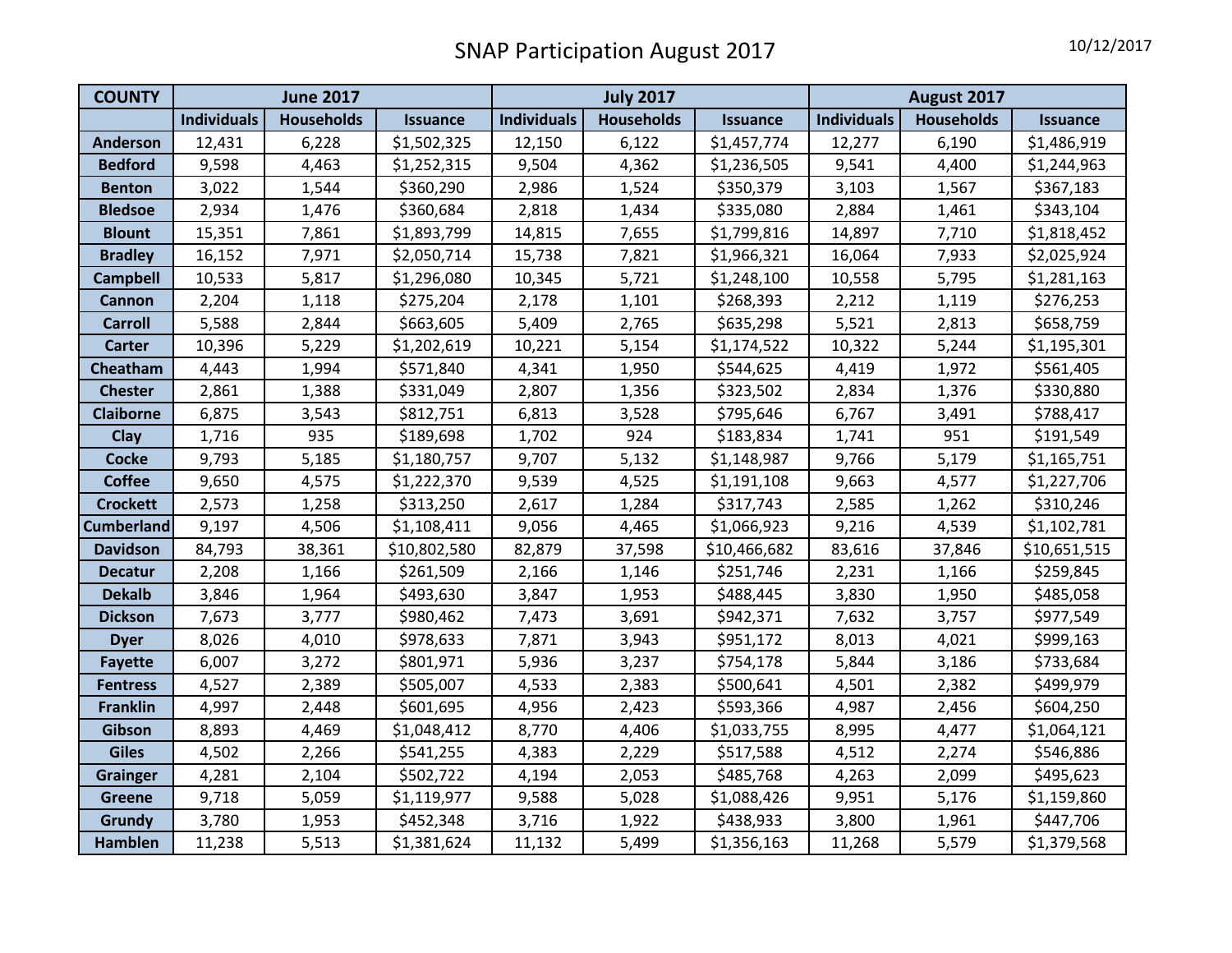# SNAP Participation August 2017

10/12/2017

| COUNTY | June 2017 | | | July 2017 | | | August 2017 | | |
|---|---|---|---|---|---|---|---|---|---|
| | Individuals | Households | Issuance | Individuals | Households | Issuance | Individuals | Households | Issuance |
| Anderson | 12,431 | 6,228 | $1,502,325 | 12,150 | 6,122 | $1,457,774 | 12,277 | 6,190 | $1,486,919 |
| Bedford | 9,598 | 4,463 | $1,252,315 | 9,504 | 4,362 | $1,236,505 | 9,541 | 4,400 | $1,244,963 |
| Benton | 3,022 | 1,544 | $360,290 | 2,986 | 1,524 | $350,379 | 3,103 | 1,567 | $367,183 |
| Bledsoe | 2,934 | 1,476 | $360,684 | 2,818 | 1,434 | $335,080 | 2,884 | 1,461 | $343,104 |
| Blount | 15,351 | 7,861 | $1,893,799 | 14,815 | 7,655 | $1,799,816 | 14,897 | 7,710 | $1,818,452 |
| Bradley | 16,152 | 7,971 | $2,050,714 | 15,738 | 7,821 | $1,966,321 | 16,064 | 7,933 | $2,025,924 |
| Campbell | 10,533 | 5,817 | $1,296,080 | 10,345 | 5,721 | $1,248,100 | 10,558 | 5,795 | $1,281,163 |
| Cannon | 2,204 | 1,118 | $275,204 | 2,178 | 1,101 | $268,393 | 2,212 | 1,119 | $276,253 |
| Carroll | 5,588 | 2,844 | $663,605 | 5,409 | 2,765 | $635,298 | 5,521 | 2,813 | $658,759 |
| Carter | 10,396 | 5,229 | $1,202,619 | 10,221 | 5,154 | $1,174,522 | 10,322 | 5,244 | $1,195,301 |
| Cheatham | 4,443 | 1,994 | $571,840 | 4,341 | 1,950 | $544,625 | 4,419 | 1,972 | $561,405 |
| Chester | 2,861 | 1,388 | $331,049 | 2,807 | 1,356 | $323,502 | 2,834 | 1,376 | $330,880 |
| Claiborne | 6,875 | 3,543 | $812,751 | 6,813 | 3,528 | $795,646 | 6,767 | 3,491 | $788,417 |
| Clay | 1,716 | 935 | $189,698 | 1,702 | 924 | $183,834 | 1,741 | 951 | $191,549 |
| Cocke | 9,793 | 5,185 | $1,180,757 | 9,707 | 5,132 | $1,148,987 | 9,766 | 5,179 | $1,165,751 |
| Coffee | 9,650 | 4,575 | $1,222,370 | 9,539 | 4,525 | $1,191,108 | 9,663 | 4,577 | $1,227,706 |
| Crockett | 2,573 | 1,258 | $313,250 | 2,617 | 1,284 | $317,743 | 2,585 | 1,262 | $310,246 |
| Cumberland | 9,197 | 4,506 | $1,108,411 | 9,056 | 4,465 | $1,066,923 | 9,216 | 4,539 | $1,102,781 |
| Davidson | 84,793 | 38,361 | $10,802,580 | 82,879 | 37,598 | $10,466,682 | 83,616 | 37,846 | $10,651,515 |
| Decatur | 2,208 | 1,166 | $261,509 | 2,166 | 1,146 | $251,746 | 2,231 | 1,166 | $259,845 |
| Dekalb | 3,846 | 1,964 | $493,630 | 3,847 | 1,953 | $488,445 | 3,830 | 1,950 | $485,058 |
| Dickson | 7,673 | 3,777 | $980,462 | 7,473 | 3,691 | $942,371 | 7,632 | 3,757 | $977,549 |
| Dyer | 8,026 | 4,010 | $978,633 | 7,871 | 3,943 | $951,172 | 8,013 | 4,021 | $999,163 |
| Fayette | 6,007 | 3,272 | $801,971 | 5,936 | 3,237 | $754,178 | 5,844 | 3,186 | $733,684 |
| Fentress | 4,527 | 2,389 | $505,007 | 4,533 | 2,383 | $500,641 | 4,501 | 2,382 | $499,979 |
| Franklin | 4,997 | 2,448 | $601,695 | 4,956 | 2,423 | $593,366 | 4,987 | 2,456 | $604,250 |
| Gibson | 8,893 | 4,469 | $1,048,412 | 8,770 | 4,406 | $1,033,755 | 8,995 | 4,477 | $1,064,121 |
| Giles | 4,502 | 2,266 | $541,255 | 4,383 | 2,229 | $517,588 | 4,512 | 2,274 | $546,886 |
| Grainger | 4,281 | 2,104 | $502,722 | 4,194 | 2,053 | $485,768 | 4,263 | 2,099 | $495,623 |
| Greene | 9,718 | 5,059 | $1,119,977 | 9,588 | 5,028 | $1,088,426 | 9,951 | 5,176 | $1,159,860 |
| Grundy | 3,780 | 1,953 | $452,348 | 3,716 | 1,922 | $438,933 | 3,800 | 1,961 | $447,706 |
| Hamblen | 11,238 | 5,513 | $1,381,624 | 11,132 | 5,499 | $1,356,163 | 11,268 | 5,579 | $1,379,568 |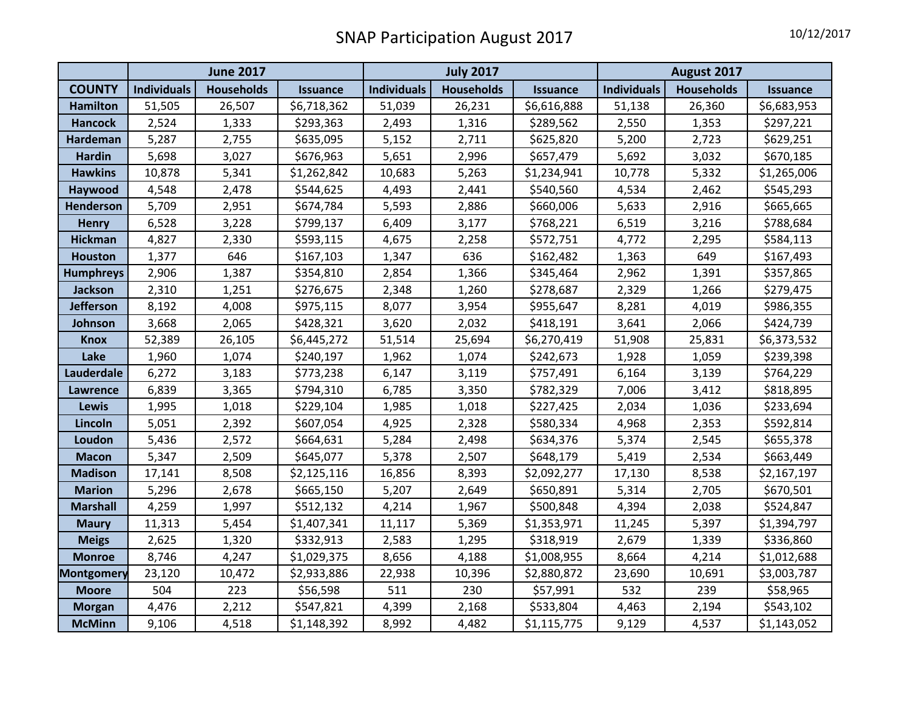# SNAP Participation August 2017

10/12/2017

| | June 2017 | | | July 2017 | | | August 2017 | | |
|---|---|---|---|---|---|---|---|---|---|
| **COUNTY** | **Individuals** | **Households** | **Issuance** | **Individuals** | **Households** | **Issuance** | **Individuals** | **Households** | **Issuance** |
| **Hamilton** | 51,505 | 26,507 | $6,718,362 | 51,039 | 26,231 | $6,616,888 | 51,138 | 26,360 | $6,683,953 |
| **Hancock** | 2,524 | 1,333 | $293,363 | 2,493 | 1,316 | $289,562 | 2,550 | 1,353 | $297,221 |
| **Hardeman** | 5,287 | 2,755 | $635,095 | 5,152 | 2,711 | $625,820 | 5,200 | 2,723 | $629,251 |
| **Hardin** | 5,698 | 3,027 | $676,963 | 5,651 | 2,996 | $657,479 | 5,692 | 3,032 | $670,185 |
| **Hawkins** | 10,878 | 5,341 | $1,262,842 | 10,683 | 5,263 | $1,234,941 | 10,778 | 5,332 | $1,265,006 |
| **Haywood** | 4,548 | 2,478 | $544,625 | 4,493 | 2,441 | $540,560 | 4,534 | 2,462 | $545,293 |
| **Henderson** | 5,709 | 2,951 | $674,784 | 5,593 | 2,886 | $660,006 | 5,633 | 2,916 | $665,665 |
| **Henry** | 6,528 | 3,228 | $799,137 | 6,409 | 3,177 | $768,221 | 6,519 | 3,216 | $788,684 |
| **Hickman** | 4,827 | 2,330 | $593,115 | 4,675 | 2,258 | $572,751 | 4,772 | 2,295 | $584,113 |
| **Houston** | 1,377 | 646 | $167,103 | 1,347 | 636 | $162,482 | 1,363 | 649 | $167,493 |
| **Humphreys** | 2,906 | 1,387 | $354,810 | 2,854 | 1,366 | $345,464 | 2,962 | 1,391 | $357,865 |
| **Jackson** | 2,310 | 1,251 | $276,675 | 2,348 | 1,260 | $278,687 | 2,329 | 1,266 | $279,475 |
| **Jefferson** | 8,192 | 4,008 | $975,115 | 8,077 | 3,954 | $955,647 | 8,281 | 4,019 | $986,355 |
| **Johnson** | 3,668 | 2,065 | $428,321 | 3,620 | 2,032 | $418,191 | 3,641 | 2,066 | $424,739 |
| **Knox** | 52,389 | 26,105 | $6,445,272 | 51,514 | 25,694 | $6,270,419 | 51,908 | 25,831 | $6,373,532 |
| **Lake** | 1,960 | 1,074 | $240,197 | 1,962 | 1,074 | $242,673 | 1,928 | 1,059 | $239,398 |
| **Lauderdale** | 6,272 | 3,183 | $773,238 | 6,147 | 3,119 | $757,491 | 6,164 | 3,139 | $764,229 |
| **Lawrence** | 6,839 | 3,365 | $794,310 | 6,785 | 3,350 | $782,329 | 7,006 | 3,412 | $818,895 |
| **Lewis** | 1,995 | 1,018 | $229,104 | 1,985 | 1,018 | $227,425 | 2,034 | 1,036 | $233,694 |
| **Lincoln** | 5,051 | 2,392 | $607,054 | 4,925 | 2,328 | $580,334 | 4,968 | 2,353 | $592,814 |
| **Loudon** | 5,436 | 2,572 | $664,631 | 5,284 | 2,498 | $634,376 | 5,374 | 2,545 | $655,378 |
| **Macon** | 5,347 | 2,509 | $645,077 | 5,378 | 2,507 | $648,179 | 5,419 | 2,534 | $663,449 |
| **Madison** | 17,141 | 8,508 | $2,125,116 | 16,856 | 8,393 | $2,092,277 | 17,130 | 8,538 | $2,167,197 |
| **Marion** | 5,296 | 2,678 | $665,150 | 5,207 | 2,649 | $650,891 | 5,314 | 2,705 | $670,501 |
| **Marshall** | 4,259 | 1,997 | $512,132 | 4,214 | 1,967 | $500,848 | 4,394 | 2,038 | $524,847 |
| **Maury** | 11,313 | 5,454 | $1,407,341 | 11,117 | 5,369 | $1,353,971 | 11,245 | 5,397 | $1,394,797 |
| **Meigs** | 2,625 | 1,320 | $332,913 | 2,583 | 1,295 | $318,919 | 2,679 | 1,339 | $336,860 |
| **Monroe** | 8,746 | 4,247 | $1,029,375 | 8,656 | 4,188 | $1,008,955 | 8,664 | 4,214 | $1,012,688 |
| **Montgomery** | 23,120 | 10,472 | $2,933,886 | 22,938 | 10,396 | $2,880,872 | 23,690 | 10,691 | $3,003,787 |
| **Moore** | 504 | 223 | $56,598 | 511 | 230 | $57,991 | 532 | 239 | $58,965 |
| **Morgan** | 4,476 | 2,212 | $547,821 | 4,399 | 2,168 | $533,804 | 4,463 | 2,194 | $543,102 |
| **McMinn** | 9,106 | 4,518 | $1,148,392 | 8,992 | 4,482 | $1,115,775 | 9,129 | 4,537 | $1,143,052 |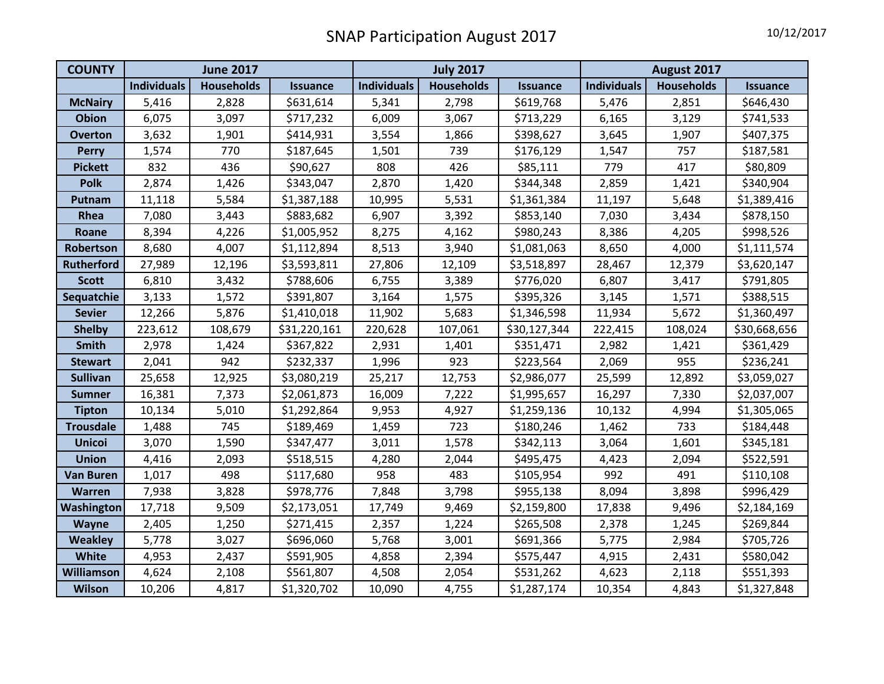# SNAP Participation August 2017

10/12/2017

| COUNTY | June 2017 | | | July 2017 | | | August 2017 | | |
|---|---|---|---|---|---|---|---|---|---|
| | Individuals | Households | Issuance | Individuals | Households | Issuance | Individuals | Households | Issuance |
| McNairy | 5,416 | 2,828 | $631,614 | 5,341 | 2,798 | $619,768 | 5,476 | 2,851 | $646,430 |
| Obion | 6,075 | 3,097 | $717,232 | 6,009 | 3,067 | $713,229 | 6,165 | 3,129 | $741,533 |
| Overton | 3,632 | 1,901 | $414,931 | 3,554 | 1,866 | $398,627 | 3,645 | 1,907 | $407,375 |
| Perry | 1,574 | 770 | $187,645 | 1,501 | 739 | $176,129 | 1,547 | 757 | $187,581 |
| Pickett | 832 | 436 | $90,627 | 808 | 426 | $85,111 | 779 | 417 | $80,809 |
| Polk | 2,874 | 1,426 | $343,047 | 2,870 | 1,420 | $344,348 | 2,859 | 1,421 | $340,904 |
| Putnam | 11,118 | 5,584 | $1,387,188 | 10,995 | 5,531 | $1,361,384 | 11,197 | 5,648 | $1,389,416 |
| Rhea | 7,080 | 3,443 | $883,682 | 6,907 | 3,392 | $853,140 | 7,030 | 3,434 | $878,150 |
| Roane | 8,394 | 4,226 | $1,005,952 | 8,275 | 4,162 | $980,243 | 8,386 | 4,205 | $998,526 |
| Robertson | 8,680 | 4,007 | $1,112,894 | 8,513 | 3,940 | $1,081,063 | 8,650 | 4,000 | $1,111,574 |
| Rutherford | 27,989 | 12,196 | $3,593,811 | 27,806 | 12,109 | $3,518,897 | 28,467 | 12,379 | $3,620,147 |
| Scott | 6,810 | 3,432 | $788,606 | 6,755 | 3,389 | $776,020 | 6,807 | 3,417 | $791,805 |
| Sequatchie | 3,133 | 1,572 | $391,807 | 3,164 | 1,575 | $395,326 | 3,145 | 1,571 | $388,515 |
| Sevier | 12,266 | 5,876 | $1,410,018 | 11,902 | 5,683 | $1,346,598 | 11,934 | 5,672 | $1,360,497 |
| Shelby | 223,612 | 108,679 | $31,220,161 | 220,628 | 107,061 | $30,127,344 | 222,415 | 108,024 | $30,668,656 |
| Smith | 2,978 | 1,424 | $367,822 | 2,931 | 1,401 | $351,471 | 2,982 | 1,421 | $361,429 |
| Stewart | 2,041 | 942 | $232,337 | 1,996 | 923 | $223,564 | 2,069 | 955 | $236,241 |
| Sullivan | 25,658 | 12,925 | $3,080,219 | 25,217 | 12,753 | $2,986,077 | 25,599 | 12,892 | $3,059,027 |
| Sumner | 16,381 | 7,373 | $2,061,873 | 16,009 | 7,222 | $1,995,657 | 16,297 | 7,330 | $2,037,007 |
| Tipton | 10,134 | 5,010 | $1,292,864 | 9,953 | 4,927 | $1,259,136 | 10,132 | 4,994 | $1,305,065 |
| Trousdale | 1,488 | 745 | $189,469 | 1,459 | 723 | $180,246 | 1,462 | 733 | $184,448 |
| Unicoi | 3,070 | 1,590 | $347,477 | 3,011 | 1,578 | $342,113 | 3,064 | 1,601 | $345,181 |
| Union | 4,416 | 2,093 | $518,515 | 4,280 | 2,044 | $495,475 | 4,423 | 2,094 | $522,591 |
| Van Buren | 1,017 | 498 | $117,680 | 958 | 483 | $105,954 | 992 | 491 | $110,108 |
| Warren | 7,938 | 3,828 | $978,776 | 7,848 | 3,798 | $955,138 | 8,094 | 3,898 | $996,429 |
| Washington | 17,718 | 9,509 | $2,173,051 | 17,749 | 9,469 | $2,159,800 | 17,838 | 9,496 | $2,184,169 |
| Wayne | 2,405 | 1,250 | $271,415 | 2,357 | 1,224 | $265,508 | 2,378 | 1,245 | $269,844 |
| Weakley | 5,778 | 3,027 | $696,060 | 5,768 | 3,001 | $691,366 | 5,775 | 2,984 | $705,726 |
| White | 4,953 | 2,437 | $591,905 | 4,858 | 2,394 | $575,447 | 4,915 | 2,431 | $580,042 |
| Williamson | 4,624 | 2,108 | $561,807 | 4,508 | 2,054 | $531,262 | 4,623 | 2,118 | $551,393 |
| Wilson | 10,206 | 4,817 | $1,320,702 | 10,090 | 4,755 | $1,287,174 | 10,354 | 4,843 | $1,327,848 |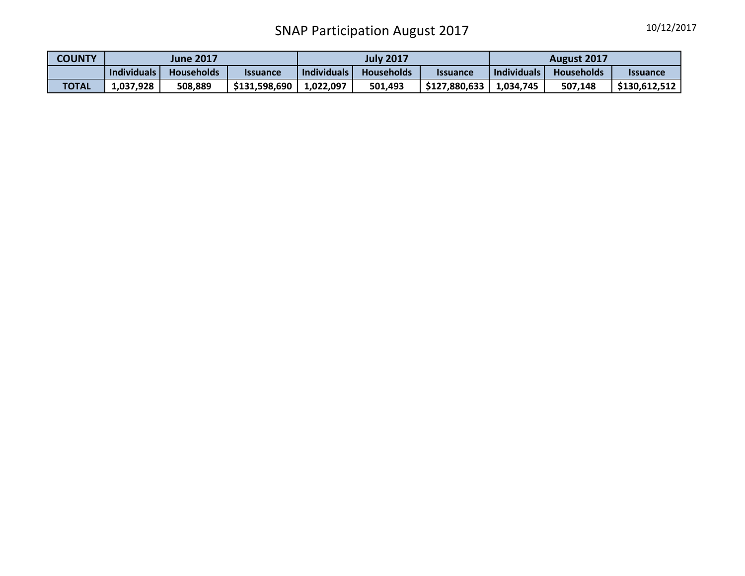# SNAP Participation August 2017

10/12/2017

| COUNTY | June 2017 | | | July 2017 | | | August 2017 | | |
|---|---|---|---|---|---|---|---|---|---|
| | Individuals | Households | Issuance | Individuals | Households | Issuance | Individuals | Households | Issuance |
| TOTAL | 1,037,928 | 508,889 | $131,598,690 | 1,022,097 | 501,493 | $127,880,633 | 1,034,745 | 507,148 | $130,612,512 |